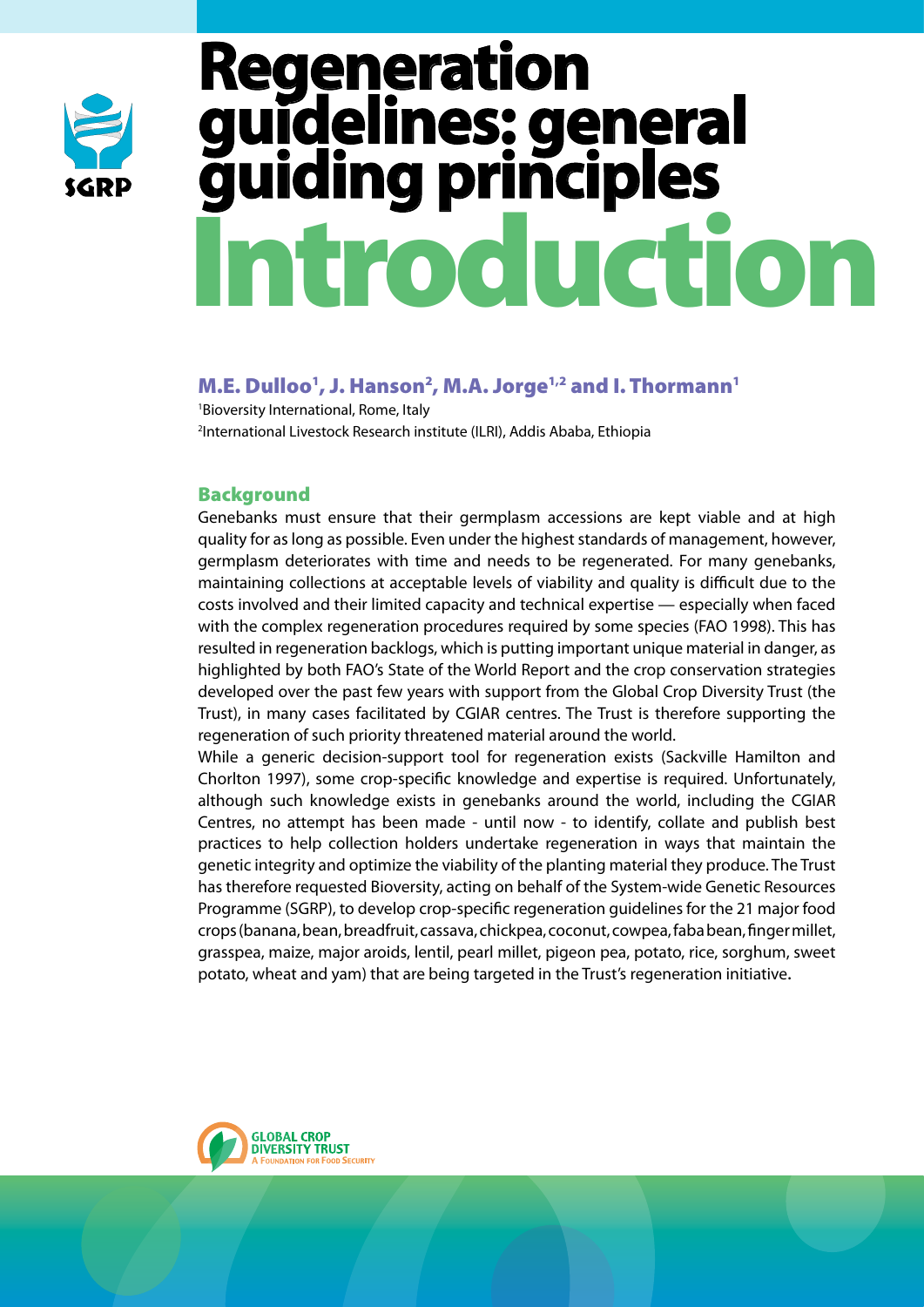# Regeneration guidelines: general guiding principles

# Introduction

**M.E. Dulloo[1], J. Hanson[2], M.A. Jorge[1,2] and I. Thormann[1]**

[1]Bioversity International, Rome, Italy

[2]International Livestock Research institute (ILRI), Addis Ababa, Ethiopia

## Background

Genebanks must ensure that their germplasm accessions are kept viable and at high quality for as long as possible. Even under the highest standards of management, however, germplasm deteriorates with time and needs to be regenerated. For many genebanks, maintaining collections at acceptable levels of viability and quality is difficult due to the costs involved and their limited capacity and technical expertise — especially when faced with the complex regeneration procedures required by some species (FAO 1998). This has resulted in regeneration backlogs, which is putting important unique material in danger, as highlighted by both FAO's State of the World Report and the crop conservation strategies developed over the past few years with support from the Global Crop Diversity Trust (the Trust), in many cases facilitated by CGIAR centres. The Trust is therefore supporting the regeneration of such priority threatened material around the world.

While a generic decision-support tool for regeneration exists (Sackville Hamilton and Chorlton 1997), some crop-specific knowledge and expertise is required. Unfortunately, although such knowledge exists in genebanks around the world, including the CGIAR Centres, no attempt has been made - until now - to identify, collate and publish best practices to help collection holders undertake regeneration in ways that maintain the genetic integrity and optimize the viability of the planting material they produce. The Trust has therefore requested Bioversity, acting on behalf of the System-wide Genetic Resources Programme (SGRP), to develop crop-specific regeneration guidelines for the 21 major food crops (banana, bean, breadfruit, cassava, chickpea, coconut, cowpea, faba bean, finger millet, grasspea, maize, major aroids, lentil, pearl millet, pigeon pea, potato, rice, sorghum, sweet potato, wheat and yam) that are being targeted in the Trust's regeneration initiative.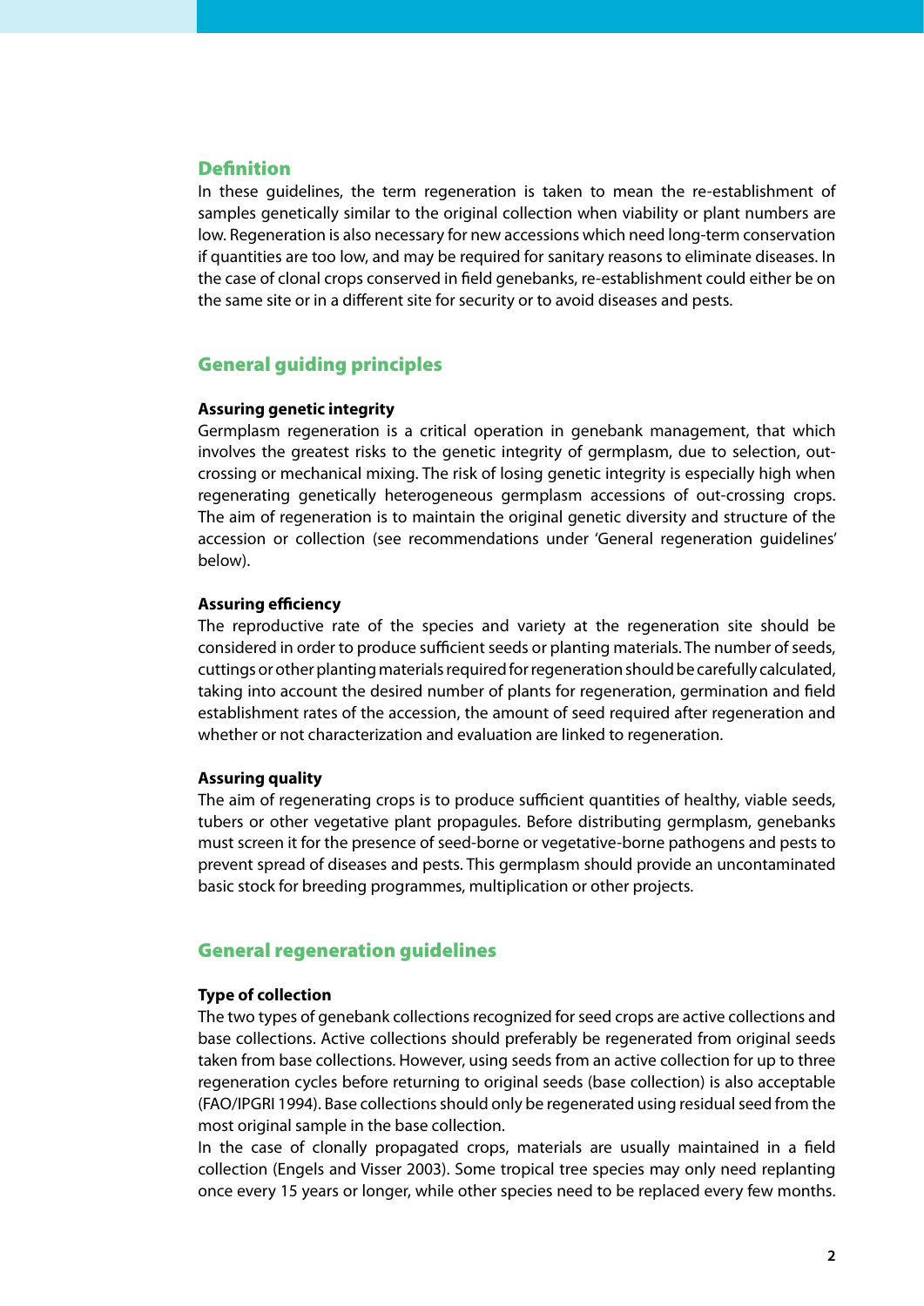## Definition

In these guidelines, the term regeneration is taken to mean the re-establishment of samples genetically similar to the original collection when viability or plant numbers are low. Regeneration is also necessary for new accessions which need long-term conservation if quantities are too low, and may be required for sanitary reasons to eliminate diseases. In the case of clonal crops conserved in field genebanks, re-establishment could either be on the same site or in a different site for security or to avoid diseases and pests.

## General guiding principles

### Assuring genetic integrity

Germplasm regeneration is a critical operation in genebank management, that which involves the greatest risks to the genetic integrity of germplasm, due to selection, out-crossing or mechanical mixing. The risk of losing genetic integrity is especially high when regenerating genetically heterogeneous germplasm accessions of out-crossing crops. The aim of regeneration is to maintain the original genetic diversity and structure of the accession or collection (see recommendations under 'General regeneration guidelines' below).

### Assuring efficiency

The reproductive rate of the species and variety at the regeneration site should be considered in order to produce sufficient seeds or planting materials. The number of seeds, cuttings or other planting materials required for regeneration should be carefully calculated, taking into account the desired number of plants for regeneration, germination and field establishment rates of the accession, the amount of seed required after regeneration and whether or not characterization and evaluation are linked to regeneration.

### Assuring quality

The aim of regenerating crops is to produce sufficient quantities of healthy, viable seeds, tubers or other vegetative plant propagules. Before distributing germplasm, genebanks must screen it for the presence of seed-borne or vegetative-borne pathogens and pests to prevent spread of diseases and pests. This germplasm should provide an uncontaminated basic stock for breeding programmes, multiplication or other projects.

## General regeneration guidelines

### Type of collection

The two types of genebank collections recognized for seed crops are active collections and base collections. Active collections should preferably be regenerated from original seeds taken from base collections. However, using seeds from an active collection for up to three regeneration cycles before returning to original seeds (base collection) is also acceptable (FAO/IPGRI 1994). Base collections should only be regenerated using residual seed from the most original sample in the base collection.

In the case of clonally propagated crops, materials are usually maintained in a field collection (Engels and Visser 2003). Some tropical tree species may only need replanting once every 15 years or longer, while other species need to be replaced every few months.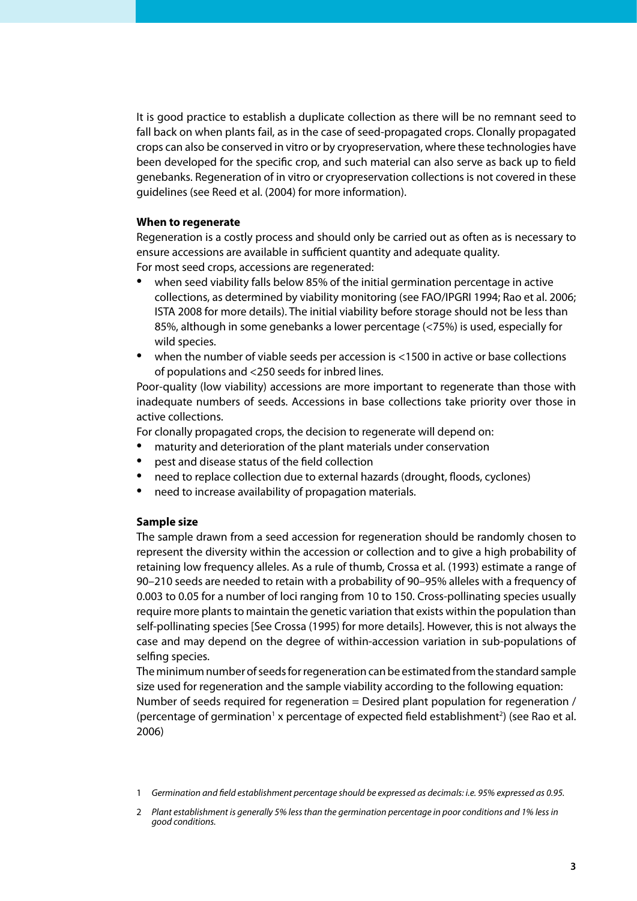It is good practice to establish a duplicate collection as there will be no remnant seed to fall back on when plants fail, as in the case of seed-propagated crops. Clonally propagated crops can also be conserved in vitro or by cryopreservation, where these technologies have been developed for the specific crop, and such material can also serve as back up to field genebanks. Regeneration of in vitro or cryopreservation collections is not covered in these guidelines (see Reed et al. (2004) for more information).

**When to regenerate**

Regeneration is a costly process and should only be carried out as often as is necessary to ensure accessions are available in sufficient quantity and adequate quality.

For most seed crops, accessions are regenerated:

- when seed viability falls below 85% of the initial germination percentage in active collections, as determined by viability monitoring (see FAO/IPGRI 1994; Rao et al. 2006; ISTA 2008 for more details). The initial viability before storage should not be less than 85%, although in some genebanks a lower percentage (<75%) is used, especially for wild species.
- when the number of viable seeds per accession is <1500 in active or base collections of populations and <250 seeds for inbred lines.

Poor-quality (low viability) accessions are more important to regenerate than those with inadequate numbers of seeds. Accessions in base collections take priority over those in active collections.

For clonally propagated crops, the decision to regenerate will depend on:

- maturity and deterioration of the plant materials under conservation
- pest and disease status of the field collection
- need to replace collection due to external hazards (drought, floods, cyclones)
- need to increase availability of propagation materials.

**Sample size**

The sample drawn from a seed accession for regeneration should be randomly chosen to represent the diversity within the accession or collection and to give a high probability of retaining low frequency alleles. As a rule of thumb, Crossa et al. (1993) estimate a range of 90–210 seeds are needed to retain with a probability of 90–95% alleles with a frequency of 0.003 to 0.05 for a number of loci ranging from 10 to 150. Cross-pollinating species usually require more plants to maintain the genetic variation that exists within the population than self-pollinating species [See Crossa (1995) for more details]. However, this is not always the case and may depend on the degree of within-accession variation in sub-populations of selfing species.

The minimum number of seeds for regeneration can be estimated from the standard sample size used for regeneration and the sample viability according to the following equation:

Number of seeds required for regeneration = Desired plant population for regeneration / (percentage of germination[1] x percentage of expected field establishment[2]) (see Rao et al. 2006)

1 *Germination and field establishment percentage should be expressed as decimals: i.e. 95% expressed as 0.95.*

2 *Plant establishment is generally 5% less than the germination percentage in poor conditions and 1% less in good conditions.*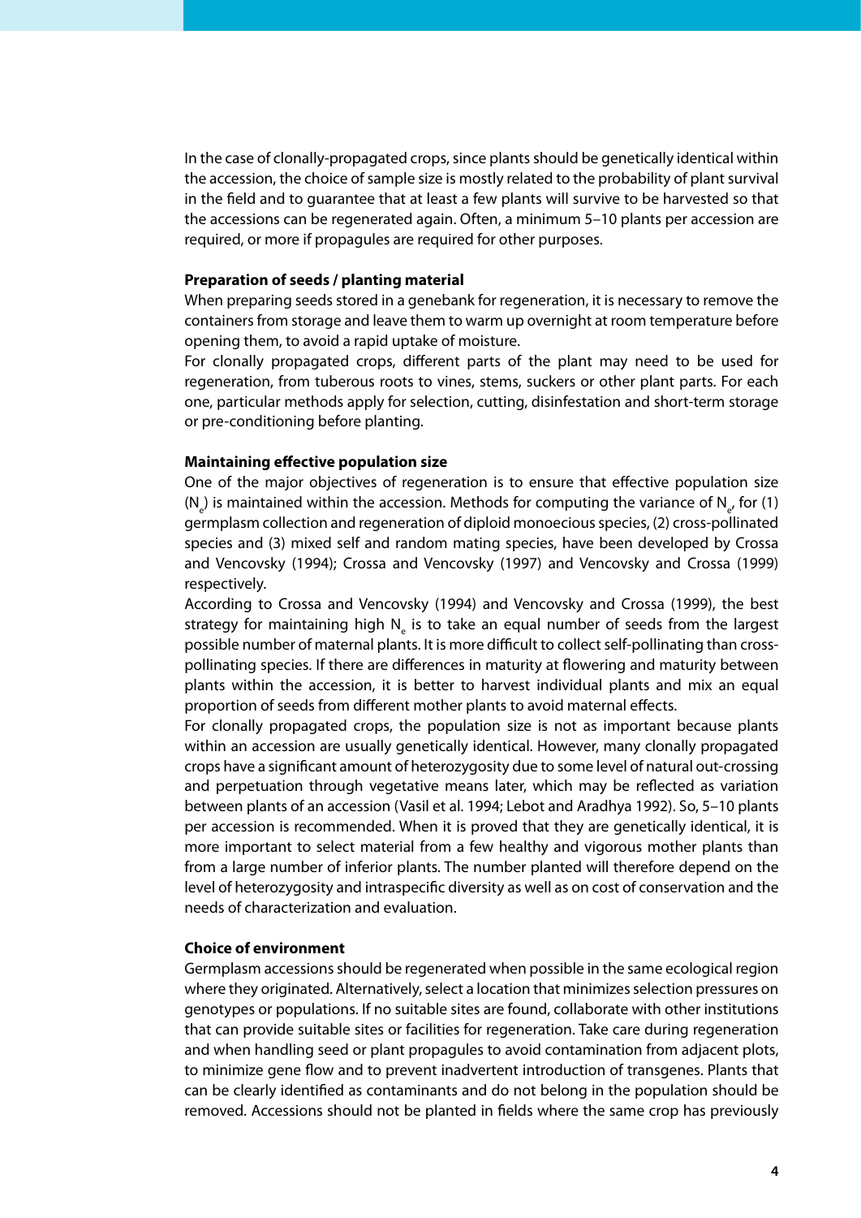In the case of clonally-propagated crops, since plants should be genetically identical within the accession, the choice of sample size is mostly related to the probability of plant survival in the field and to guarantee that at least a few plants will survive to be harvested so that the accessions can be regenerated again. Often, a minimum 5–10 plants per accession are required, or more if propagules are required for other purposes.

**Preparation of seeds / planting material**

When preparing seeds stored in a genebank for regeneration, it is necessary to remove the containers from storage and leave them to warm up overnight at room temperature before opening them, to avoid a rapid uptake of moisture.

For clonally propagated crops, different parts of the plant may need to be used for regeneration, from tuberous roots to vines, stems, suckers or other plant parts. For each one, particular methods apply for selection, cutting, disinfestation and short-term storage or pre-conditioning before planting.

**Maintaining effective population size**

One of the major objectives of regeneration is to ensure that effective population size ($N_e$) is maintained within the accession. Methods for computing the variance of $N_e$, for (1) germplasm collection and regeneration of diploid monoecious species, (2) cross-pollinated species and (3) mixed self and random mating species, have been developed by Crossa and Vencovsky (1994); Crossa and Vencovsky (1997) and Vencovsky and Crossa (1999) respectively.

According to Crossa and Vencovsky (1994) and Vencovsky and Crossa (1999), the best strategy for maintaining high $N_e$ is to take an equal number of seeds from the largest possible number of maternal plants. It is more difficult to collect self-pollinating than cross-pollinating species. If there are differences in maturity at flowering and maturity between plants within the accession, it is better to harvest individual plants and mix an equal proportion of seeds from different mother plants to avoid maternal effects.

For clonally propagated crops, the population size is not as important because plants within an accession are usually genetically identical. However, many clonally propagated crops have a significant amount of heterozygosity due to some level of natural out-crossing and perpetuation through vegetative means later, which may be reflected as variation between plants of an accession (Vasil et al. 1994; Lebot and Aradhya 1992). So, 5–10 plants per accession is recommended. When it is proved that they are genetically identical, it is more important to select material from a few healthy and vigorous mother plants than from a large number of inferior plants. The number planted will therefore depend on the level of heterozygosity and intraspecific diversity as well as on cost of conservation and the needs of characterization and evaluation.

**Choice of environment**

Germplasm accessions should be regenerated when possible in the same ecological region where they originated. Alternatively, select a location that minimizes selection pressures on genotypes or populations. If no suitable sites are found, collaborate with other institutions that can provide suitable sites or facilities for regeneration. Take care during regeneration and when handling seed or plant propagules to avoid contamination from adjacent plots, to minimize gene flow and to prevent inadvertent introduction of transgenes. Plants that can be clearly identified as contaminants and do not belong in the population should be removed. Accessions should not be planted in fields where the same crop has previously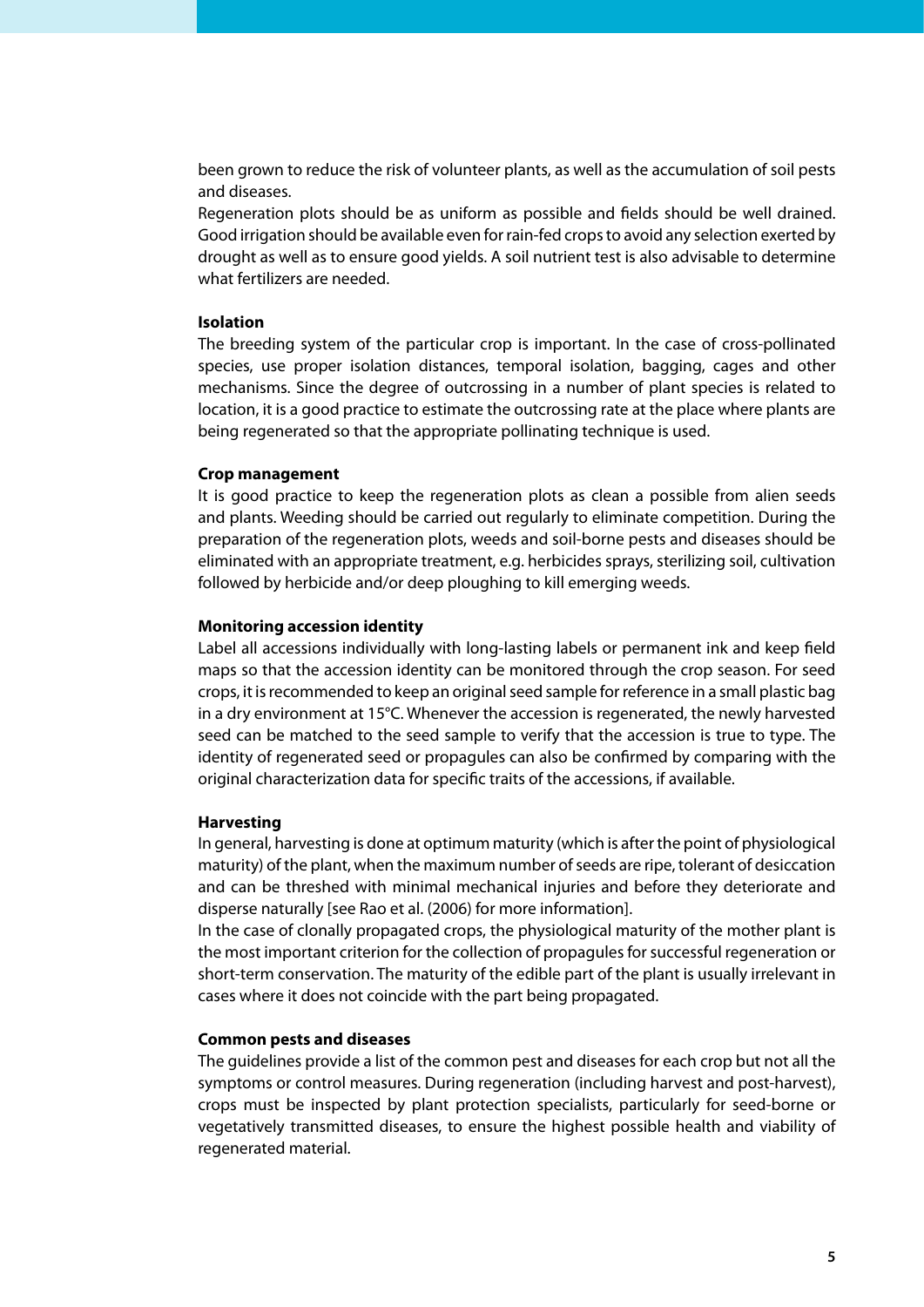been grown to reduce the risk of volunteer plants, as well as the accumulation of soil pests and diseases.

Regeneration plots should be as uniform as possible and fields should be well drained. Good irrigation should be available even for rain-fed crops to avoid any selection exerted by drought as well as to ensure good yields. A soil nutrient test is also advisable to determine what fertilizers are needed.

**Isolation**

The breeding system of the particular crop is important. In the case of cross-pollinated species, use proper isolation distances, temporal isolation, bagging, cages and other mechanisms. Since the degree of outcrossing in a number of plant species is related to location, it is a good practice to estimate the outcrossing rate at the place where plants are being regenerated so that the appropriate pollinating technique is used.

**Crop management**

It is good practice to keep the regeneration plots as clean a possible from alien seeds and plants. Weeding should be carried out regularly to eliminate competition. During the preparation of the regeneration plots, weeds and soil-borne pests and diseases should be eliminated with an appropriate treatment, e.g. herbicides sprays, sterilizing soil, cultivation followed by herbicide and/or deep ploughing to kill emerging weeds.

**Monitoring accession identity**

Label all accessions individually with long-lasting labels or permanent ink and keep field maps so that the accession identity can be monitored through the crop season. For seed crops, it is recommended to keep an original seed sample for reference in a small plastic bag in a dry environment at 15°C. Whenever the accession is regenerated, the newly harvested seed can be matched to the seed sample to verify that the accession is true to type. The identity of regenerated seed or propagules can also be confirmed by comparing with the original characterization data for specific traits of the accessions, if available.

**Harvesting**

In general, harvesting is done at optimum maturity (which is after the point of physiological maturity) of the plant, when the maximum number of seeds are ripe, tolerant of desiccation and can be threshed with minimal mechanical injuries and before they deteriorate and disperse naturally [see Rao et al. (2006) for more information].

In the case of clonally propagated crops, the physiological maturity of the mother plant is the most important criterion for the collection of propagules for successful regeneration or short-term conservation. The maturity of the edible part of the plant is usually irrelevant in cases where it does not coincide with the part being propagated.

**Common pests and diseases**

The guidelines provide a list of the common pest and diseases for each crop but not all the symptoms or control measures. During regeneration (including harvest and post-harvest), crops must be inspected by plant protection specialists, particularly for seed-borne or vegetatively transmitted diseases, to ensure the highest possible health and viability of regenerated material.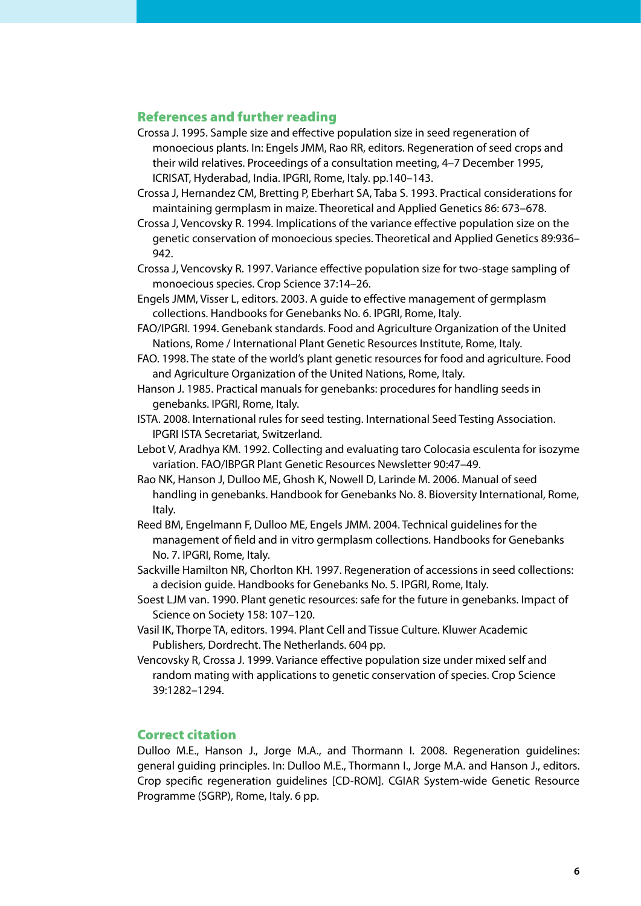## References and further reading

Crossa J. 1995. Sample size and effective population size in seed regeneration of monoecious plants. In: Engels JMM, Rao RR, editors. Regeneration of seed crops and their wild relatives. Proceedings of a consultation meeting, 4–7 December 1995, ICRISAT, Hyderabad, India. IPGRI, Rome, Italy. pp.140–143.

Crossa J, Hernandez CM, Bretting P, Eberhart SA, Taba S. 1993. Practical considerations for maintaining germplasm in maize. Theoretical and Applied Genetics 86: 673–678.

Crossa J, Vencovsky R. 1994. Implications of the variance effective population size on the genetic conservation of monoecious species. Theoretical and Applied Genetics 89:936–942.

Crossa J, Vencovsky R. 1997. Variance effective population size for two-stage sampling of monoecious species. Crop Science 37:14–26.

Engels JMM, Visser L, editors. 2003. A guide to effective management of germplasm collections. Handbooks for Genebanks No. 6. IPGRI, Rome, Italy.

FAO/IPGRI. 1994. Genebank standards. Food and Agriculture Organization of the United Nations, Rome / International Plant Genetic Resources Institute, Rome, Italy.

FAO. 1998. The state of the world's plant genetic resources for food and agriculture. Food and Agriculture Organization of the United Nations, Rome, Italy.

Hanson J. 1985. Practical manuals for genebanks: procedures for handling seeds in genebanks. IPGRI, Rome, Italy.

ISTA. 2008. International rules for seed testing. International Seed Testing Association. IPGRI ISTA Secretariat, Switzerland.

Lebot V, Aradhya KM. 1992. Collecting and evaluating taro Colocasia esculenta for isozyme variation. FAO/IBPGR Plant Genetic Resources Newsletter 90:47–49.

Rao NK, Hanson J, Dulloo ME, Ghosh K, Nowell D, Larinde M. 2006. Manual of seed handling in genebanks. Handbook for Genebanks No. 8. Bioversity International, Rome, Italy.

Reed BM, Engelmann F, Dulloo ME, Engels JMM. 2004. Technical guidelines for the management of field and in vitro germplasm collections. Handbooks for Genebanks No. 7. IPGRI, Rome, Italy.

Sackville Hamilton NR, Chorlton KH. 1997. Regeneration of accessions in seed collections: a decision guide. Handbooks for Genebanks No. 5. IPGRI, Rome, Italy.

Soest LJM van. 1990. Plant genetic resources: safe for the future in genebanks. Impact of Science on Society 158: 107–120.

Vasil IK, Thorpe TA, editors. 1994. Plant Cell and Tissue Culture. Kluwer Academic Publishers, Dordrecht. The Netherlands. 604 pp.

Vencovsky R, Crossa J. 1999. Variance effective population size under mixed self and random mating with applications to genetic conservation of species. Crop Science 39:1282–1294.

## Correct citation

Dulloo M.E., Hanson J., Jorge M.A., and Thormann I. 2008. Regeneration guidelines: general guiding principles. In: Dulloo M.E., Thormann I., Jorge M.A. and Hanson J., editors. Crop specific regeneration guidelines [CD-ROM]. CGIAR System-wide Genetic Resource Programme (SGRP), Rome, Italy. 6 pp.